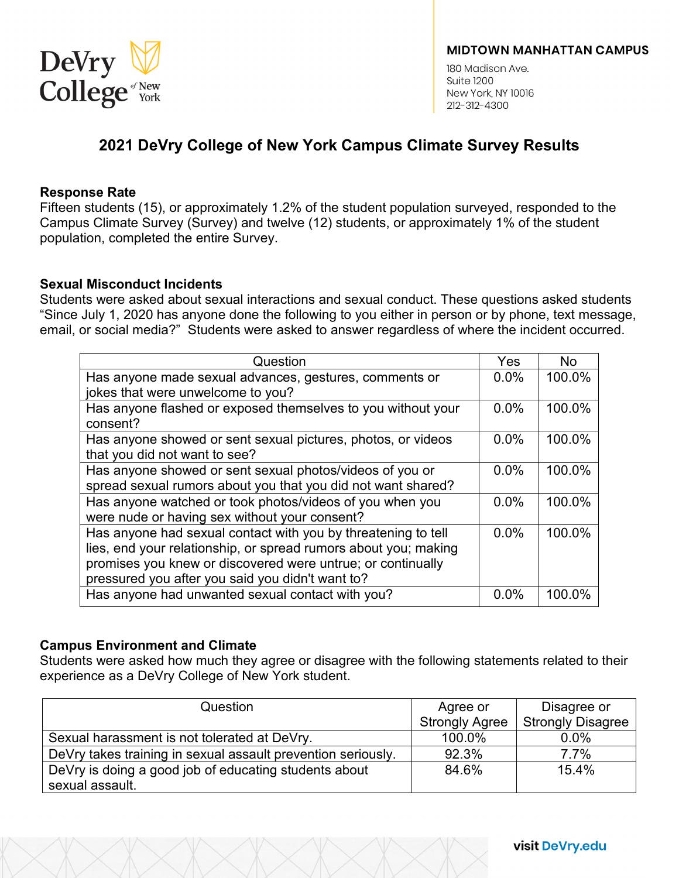DeVry College of New York

**MIDTOWN MANHATTAN CAMPUS**

180 Madison Ave.
Suite 1200
New York, NY 10016
212-312-4300

# 2021 DeVry College of New York Campus Climate Survey Results

### Response Rate

Fifteen students (15), or approximately 1.2% of the student population surveyed, responded to the Campus Climate Survey (Survey) and twelve (12) students, or approximately 1% of the student population, completed the entire Survey.

### Sexual Misconduct Incidents

Students were asked about sexual interactions and sexual conduct. These questions asked students "Since July 1, 2020 has anyone done the following to you either in person or by phone, text message, email, or social media?" Students were asked to answer regardless of where the incident occurred.

| Question | Yes | No |
| --- | --- | --- |
| Has anyone made sexual advances, gestures, comments or jokes that were unwelcome to you? | 0.0% | 100.0% |
| Has anyone flashed or exposed themselves to you without your consent? | 0.0% | 100.0% |
| Has anyone showed or sent sexual pictures, photos, or videos that you did not want to see? | 0.0% | 100.0% |
| Has anyone showed or sent sexual photos/videos of you or spread sexual rumors about you that you did not want shared? | 0.0% | 100.0% |
| Has anyone watched or took photos/videos of you when you were nude or having sex without your consent? | 0.0% | 100.0% |
| Has anyone had sexual contact with you by threatening to tell lies, end your relationship, or spread rumors about you; making promises you knew or discovered were untrue; or continually pressured you after you said you didn't want to? | 0.0% | 100.0% |
| Has anyone had unwanted sexual contact with you? | 0.0% | 100.0% |

### Campus Environment and Climate

Students were asked how much they agree or disagree with the following statements related to their experience as a DeVry College of New York student.

| Question | Agree or Strongly Agree | Disagree or Strongly Disagree |
| --- | --- | --- |
| Sexual harassment is not tolerated at DeVry. | 100.0% | 0.0% |
| DeVry takes training in sexual assault prevention seriously. | 92.3% | 7.7% |
| DeVry is doing a good job of educating students about sexual assault. | 84.6% | 15.4% |

visit DeVry.edu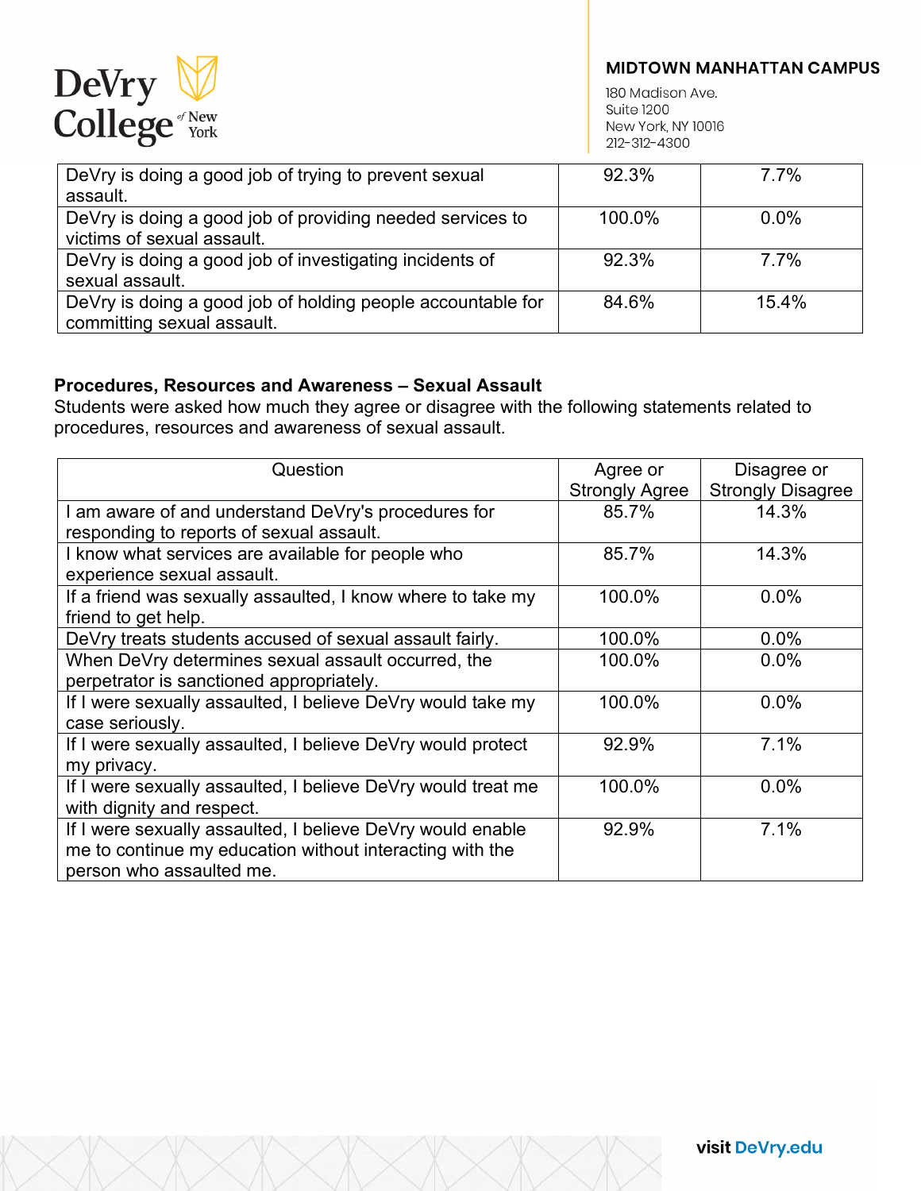| | | |
|---|---|---|
| DeVry is doing a good job of trying to prevent sexual assault. | 92.3% | 7.7% |
| DeVry is doing a good job of providing needed services to victims of sexual assault. | 100.0% | 0.0% |
| DeVry is doing a good job of investigating incidents of sexual assault. | 92.3% | 7.7% |
| DeVry is doing a good job of holding people accountable for committing sexual assault. | 84.6% | 15.4% |

**Procedures, Resources and Awareness – Sexual Assault**

Students were asked how much they agree or disagree with the following statements related to procedures, resources and awareness of sexual assault.

| Question | Agree or Strongly Agree | Disagree or Strongly Disagree |
|---|---|---|
| I am aware of and understand DeVry's procedures for responding to reports of sexual assault. | 85.7% | 14.3% |
| I know what services are available for people who experience sexual assault. | 85.7% | 14.3% |
| If a friend was sexually assaulted, I know where to take my friend to get help. | 100.0% | 0.0% |
| DeVry treats students accused of sexual assault fairly. | 100.0% | 0.0% |
| When DeVry determines sexual assault occurred, the perpetrator is sanctioned appropriately. | 100.0% | 0.0% |
| If I were sexually assaulted, I believe DeVry would take my case seriously. | 100.0% | 0.0% |
| If I were sexually assaulted, I believe DeVry would protect my privacy. | 92.9% | 7.1% |
| If I were sexually assaulted, I believe DeVry would treat me with dignity and respect. | 100.0% | 0.0% |
| If I were sexually assaulted, I believe DeVry would enable me to continue my education without interacting with the person who assaulted me. | 92.9% | 7.1% |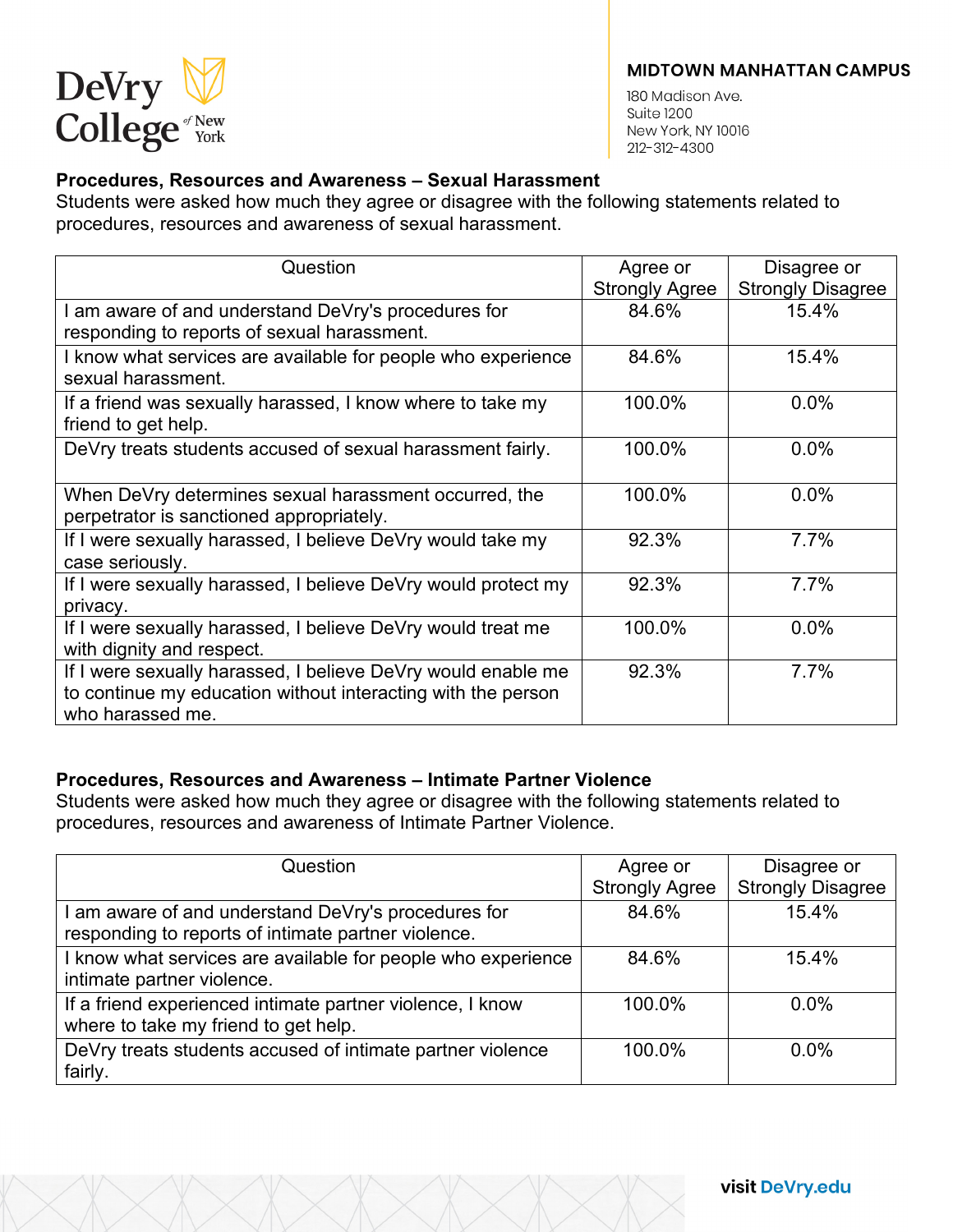### Procedures, Resources and Awareness – Sexual Harassment

Students were asked how much they agree or disagree with the following statements related to procedures, resources and awareness of sexual harassment.

| Question | Agree or Strongly Agree | Disagree or Strongly Disagree |
|---|---|---|
| I am aware of and understand DeVry's procedures for responding to reports of sexual harassment. | 84.6% | 15.4% |
| I know what services are available for people who experience sexual harassment. | 84.6% | 15.4% |
| If a friend was sexually harassed, I know where to take my friend to get help. | 100.0% | 0.0% |
| DeVry treats students accused of sexual harassment fairly. | 100.0% | 0.0% |
| When DeVry determines sexual harassment occurred, the perpetrator is sanctioned appropriately. | 100.0% | 0.0% |
| If I were sexually harassed, I believe DeVry would take my case seriously. | 92.3% | 7.7% |
| If I were sexually harassed, I believe DeVry would protect my privacy. | 92.3% | 7.7% |
| If I were sexually harassed, I believe DeVry would treat me with dignity and respect. | 100.0% | 0.0% |
| If I were sexually harassed, I believe DeVry would enable me to continue my education without interacting with the person who harassed me. | 92.3% | 7.7% |

### Procedures, Resources and Awareness – Intimate Partner Violence

Students were asked how much they agree or disagree with the following statements related to procedures, resources and awareness of Intimate Partner Violence.

| Question | Agree or Strongly Agree | Disagree or Strongly Disagree |
|---|---|---|
| I am aware of and understand DeVry's procedures for responding to reports of intimate partner violence. | 84.6% | 15.4% |
| I know what services are available for people who experience intimate partner violence. | 84.6% | 15.4% |
| If a friend experienced intimate partner violence, I know where to take my friend to get help. | 100.0% | 0.0% |
| DeVry treats students accused of intimate partner violence fairly. | 100.0% | 0.0% |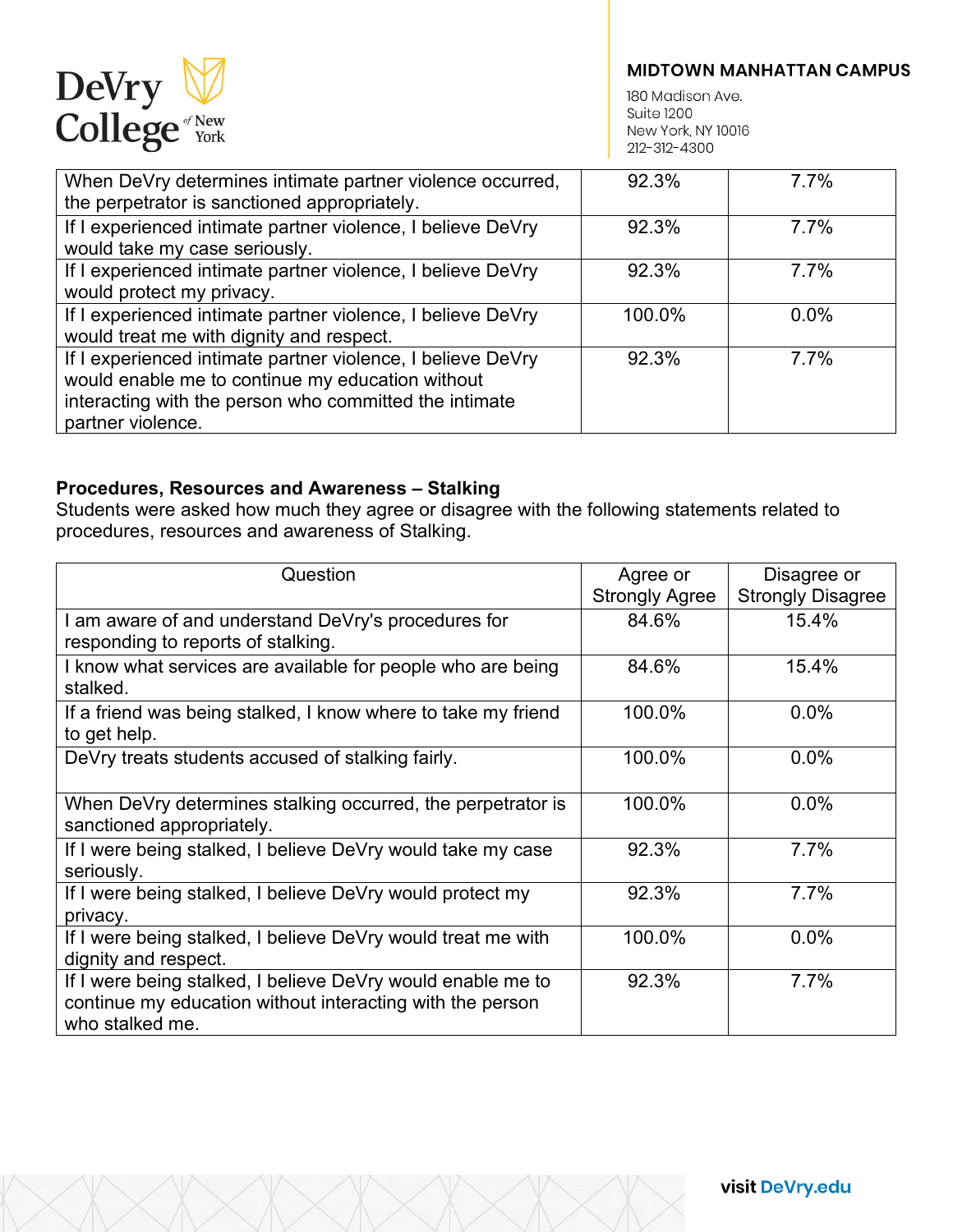| | | |
|---|---|---|
| When DeVry determines intimate partner violence occurred, the perpetrator is sanctioned appropriately. | 92.3% | 7.7% |
| If I experienced intimate partner violence, I believe DeVry would take my case seriously. | 92.3% | 7.7% |
| If I experienced intimate partner violence, I believe DeVry would protect my privacy. | 92.3% | 7.7% |
| If I experienced intimate partner violence, I believe DeVry would treat me with dignity and respect. | 100.0% | 0.0% |
| If I experienced intimate partner violence, I believe DeVry would enable me to continue my education without interacting with the person who committed the intimate partner violence. | 92.3% | 7.7% |

**Procedures, Resources and Awareness – Stalking**
Students were asked how much they agree or disagree with the following statements related to procedures, resources and awareness of Stalking.

| Question | Agree or Strongly Agree | Disagree or Strongly Disagree |
|---|---|---|
| I am aware of and understand DeVry's procedures for responding to reports of stalking. | 84.6% | 15.4% |
| I know what services are available for people who are being stalked. | 84.6% | 15.4% |
| If a friend was being stalked, I know where to take my friend to get help. | 100.0% | 0.0% |
| DeVry treats students accused of stalking fairly. | 100.0% | 0.0% |
| When DeVry determines stalking occurred, the perpetrator is sanctioned appropriately. | 100.0% | 0.0% |
| If I were being stalked, I believe DeVry would take my case seriously. | 92.3% | 7.7% |
| If I were being stalked, I believe DeVry would protect my privacy. | 92.3% | 7.7% |
| If I were being stalked, I believe DeVry would treat me with dignity and respect. | 100.0% | 0.0% |
| If I were being stalked, I believe DeVry would enable me to continue my education without interacting with the person who stalked me. | 92.3% | 7.7% |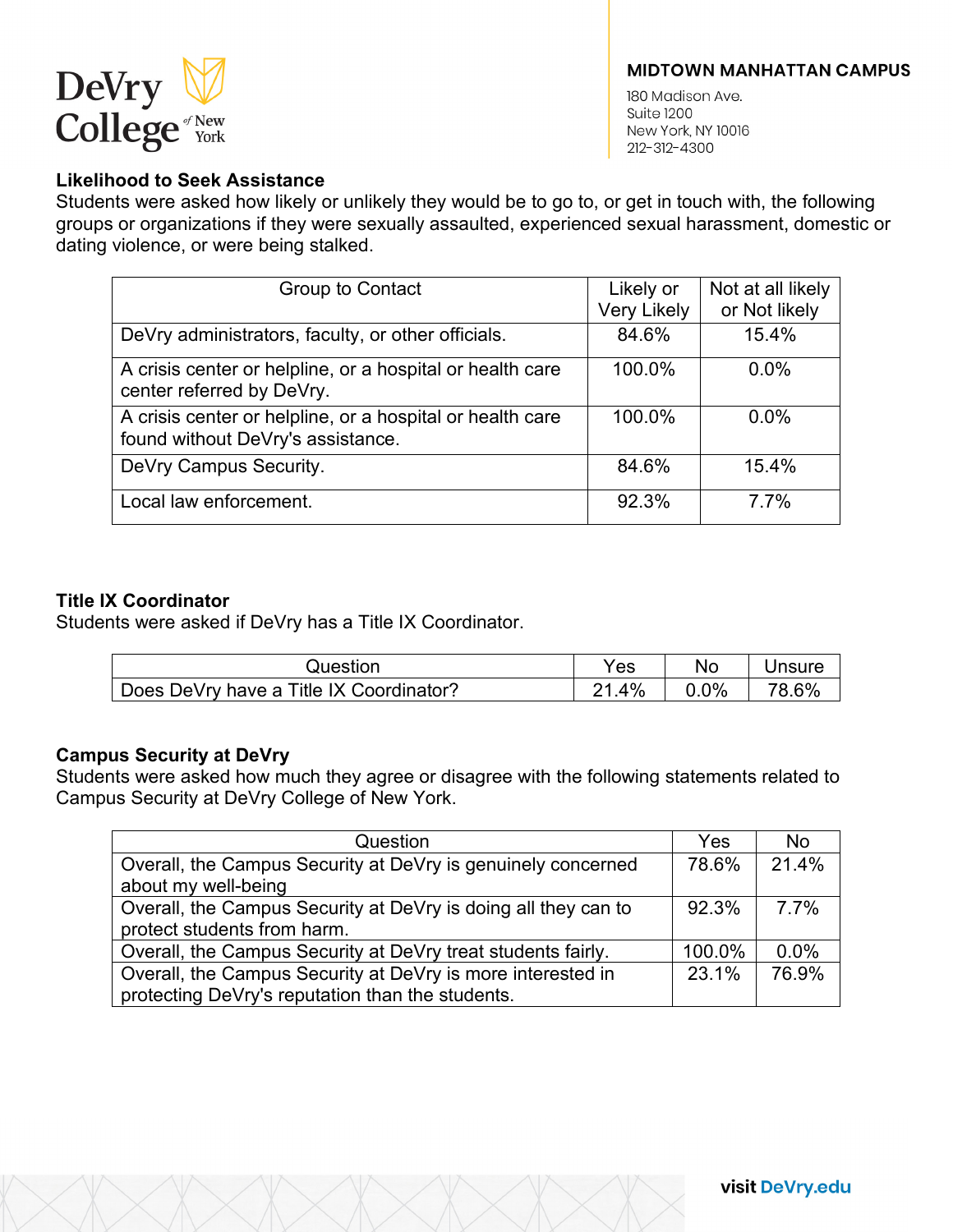## Likelihood to Seek Assistance

Students were asked how likely or unlikely they would be to go to, or get in touch with, the following groups or organizations if they were sexually assaulted, experienced sexual harassment, domestic or dating violence, or were being stalked.

| Group to Contact | Likely or Very Likely | Not at all likely or Not likely |
|---|---|---|
| DeVry administrators, faculty, or other officials. | 84.6% | 15.4% |
| A crisis center or helpline, or a hospital or health care center referred by DeVry. | 100.0% | 0.0% |
| A crisis center or helpline, or a hospital or health care found without DeVry's assistance. | 100.0% | 0.0% |
| DeVry Campus Security. | 84.6% | 15.4% |
| Local law enforcement. | 92.3% | 7.7% |

## Title IX Coordinator

Students were asked if DeVry has a Title IX Coordinator.

| Question | Yes | No | Unsure |
|---|---|---|---|
| Does DeVry have a Title IX Coordinator? | 21.4% | 0.0% | 78.6% |

## Campus Security at DeVry

Students were asked how much they agree or disagree with the following statements related to Campus Security at DeVry College of New York.

| Question | Yes | No |
|---|---|---|
| Overall, the Campus Security at DeVry is genuinely concerned about my well-being | 78.6% | 21.4% |
| Overall, the Campus Security at DeVry is doing all they can to protect students from harm. | 92.3% | 7.7% |
| Overall, the Campus Security at DeVry treat students fairly. | 100.0% | 0.0% |
| Overall, the Campus Security at DeVry is more interested in protecting DeVry's reputation than the students. | 23.1% | 76.9% |